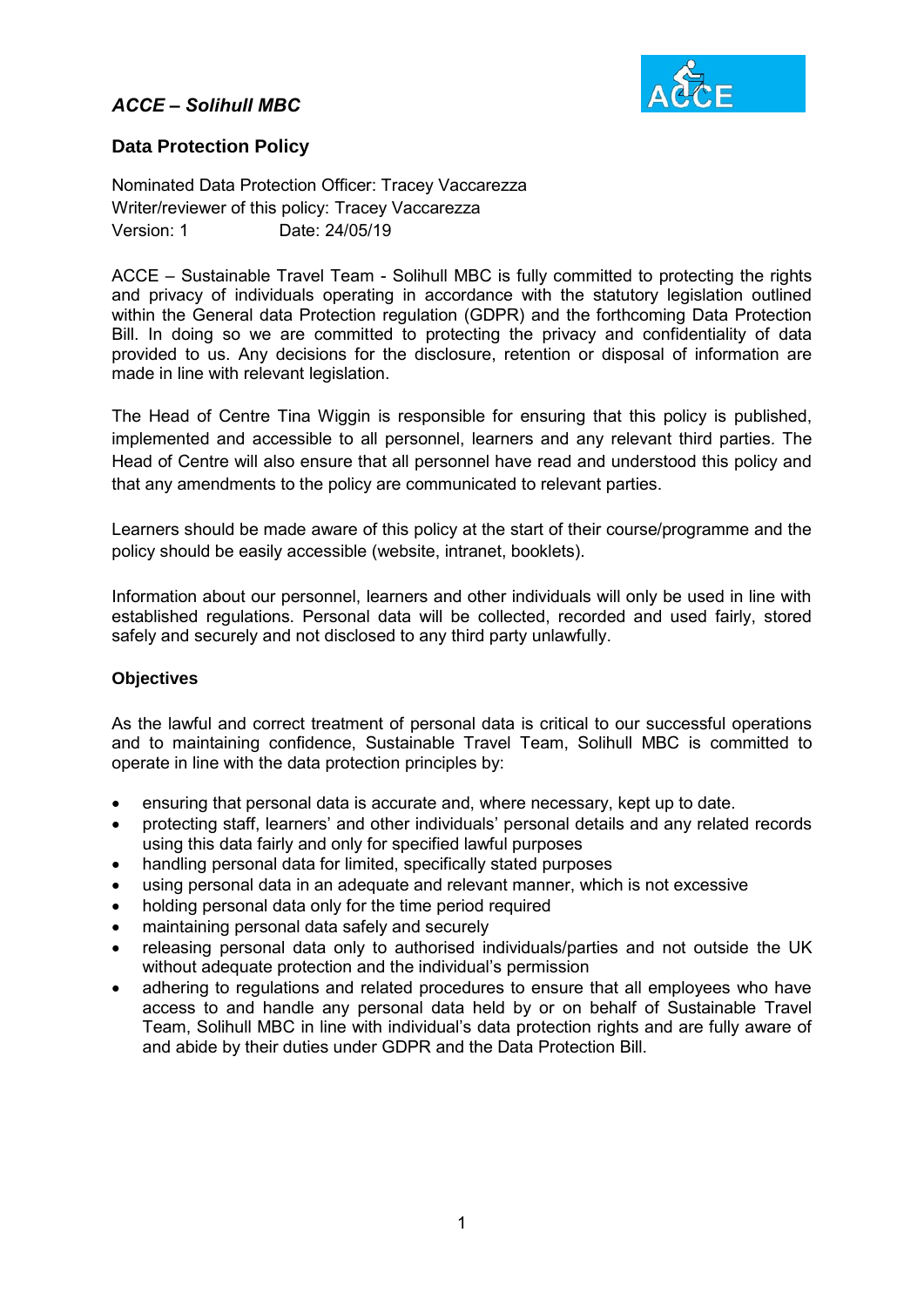*ACCE – Solihull MBC*

## Data Protection Policy

Nominated Data Protection Officer: Tracey Vaccarezza
Writer/reviewer of this policy: Tracey Vaccarezza
Version: 1 Date: 24/05/19

ACCE – Sustainable Travel Team - Solihull MBC is fully committed to protecting the rights and privacy of individuals operating in accordance with the statutory legislation outlined within the General data Protection regulation (GDPR) and the forthcoming Data Protection Bill. In doing so we are committed to protecting the privacy and confidentiality of data provided to us. Any decisions for the disclosure, retention or disposal of information are made in line with relevant legislation.

The Head of Centre Tina Wiggin is responsible for ensuring that this policy is published, implemented and accessible to all personnel, learners and any relevant third parties. The Head of Centre will also ensure that all personnel have read and understood this policy and that any amendments to the policy are communicated to relevant parties.

Learners should be made aware of this policy at the start of their course/programme and the policy should be easily accessible (website, intranet, booklets).

Information about our personnel, learners and other individuals will only be used in line with established regulations. Personal data will be collected, recorded and used fairly, stored safely and securely and not disclosed to any third party unlawfully.

### Objectives

As the lawful and correct treatment of personal data is critical to our successful operations and to maintaining confidence, Sustainable Travel Team, Solihull MBC is committed to operate in line with the data protection principles by:

- ensuring that personal data is accurate and, where necessary, kept up to date.
- protecting staff, learners' and other individuals' personal details and any related records using this data fairly and only for specified lawful purposes
- handling personal data for limited, specifically stated purposes
- using personal data in an adequate and relevant manner, which is not excessive
- holding personal data only for the time period required
- maintaining personal data safely and securely
- releasing personal data only to authorised individuals/parties and not outside the UK without adequate protection and the individual's permission
- adhering to regulations and related procedures to ensure that all employees who have access to and handle any personal data held by or on behalf of Sustainable Travel Team, Solihull MBC in line with individual's data protection rights and are fully aware of and abide by their duties under GDPR and the Data Protection Bill.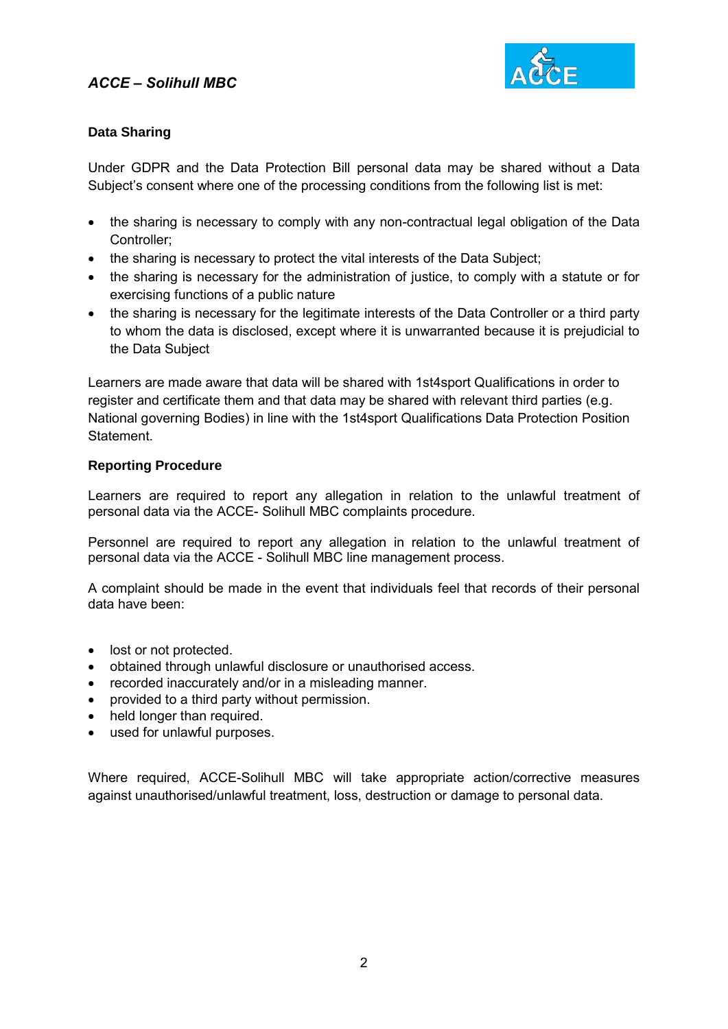## Data Sharing

Under GDPR and the Data Protection Bill personal data may be shared without a Data Subject's consent where one of the processing conditions from the following list is met:

- the sharing is necessary to comply with any non-contractual legal obligation of the Data Controller;
- the sharing is necessary to protect the vital interests of the Data Subject;
- the sharing is necessary for the administration of justice, to comply with a statute or for exercising functions of a public nature
- the sharing is necessary for the legitimate interests of the Data Controller or a third party to whom the data is disclosed, except where it is unwarranted because it is prejudicial to the Data Subject

Learners are made aware that data will be shared with 1st4sport Qualifications in order to register and certificate them and that data may be shared with relevant third parties (e.g. National governing Bodies) in line with the 1st4sport Qualifications Data Protection Position Statement.

## Reporting Procedure

Learners are required to report any allegation in relation to the unlawful treatment of personal data via the ACCE- Solihull MBC complaints procedure.

Personnel are required to report any allegation in relation to the unlawful treatment of personal data via the ACCE - Solihull MBC line management process.

A complaint should be made in the event that individuals feel that records of their personal data have been:

- lost or not protected.
- obtained through unlawful disclosure or unauthorised access.
- recorded inaccurately and/or in a misleading manner.
- provided to a third party without permission.
- held longer than required.
- used for unlawful purposes.

Where required, ACCE-Solihull MBC will take appropriate action/corrective measures against unauthorised/unlawful treatment, loss, destruction or damage to personal data.